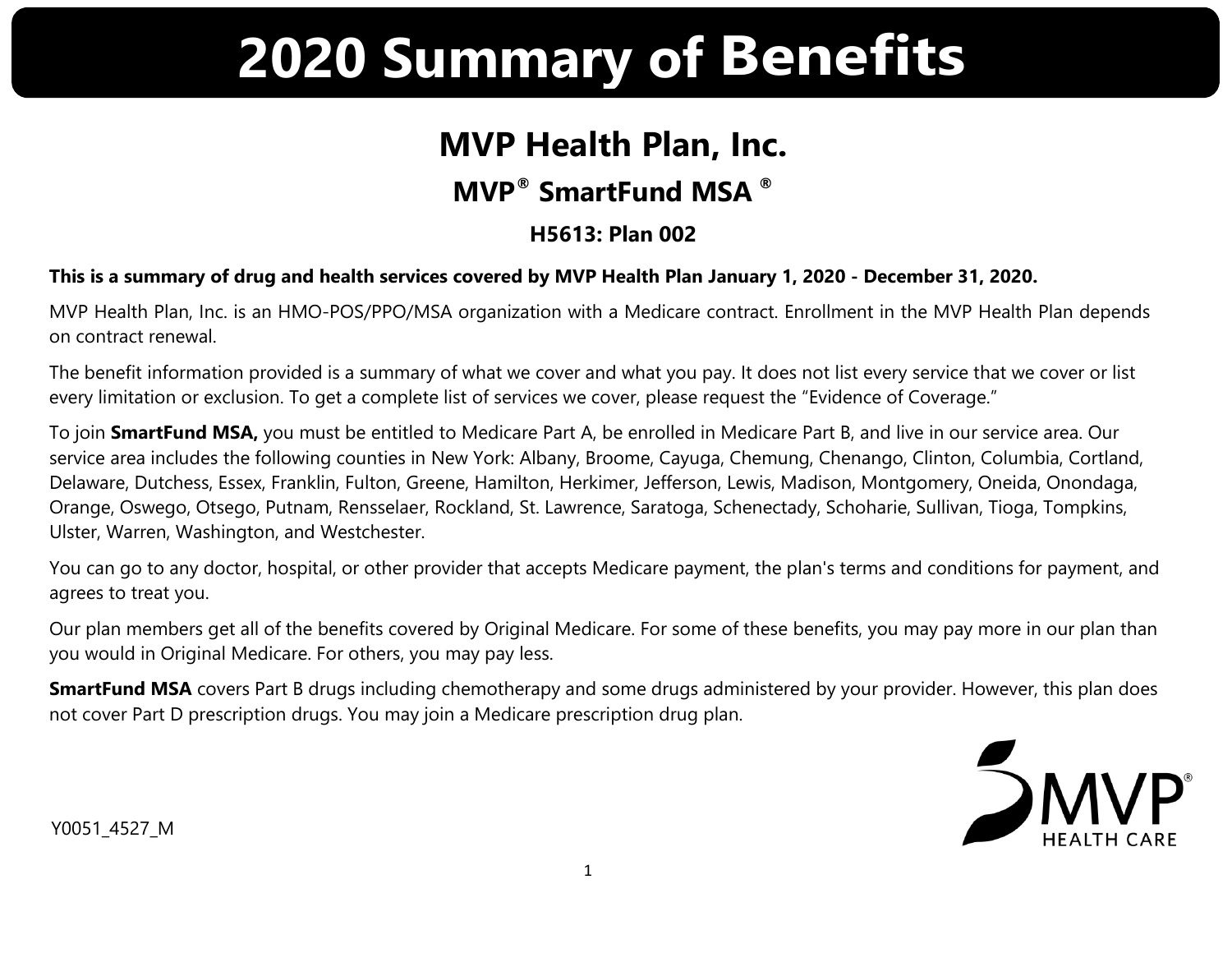# 2020 Summary of Benefits

## MVP Health Plan, Inc.

### MVP® SmartFund MSA ®

#### H5613: Plan 002

**This is a summary of drug and health services covered by MVP Health Plan January 1, 2020 - December 31, 2020.**

MVP Health Plan, Inc. is an HMO-POS/PPO/MSA organization with a Medicare contract. Enrollment in the MVP Health Plan depends on contract renewal.

The benefit information provided is a summary of what we cover and what you pay. It does not list every service that we cover or list every limitation or exclusion. To get a complete list of services we cover, please request the "Evidence of Coverage."

To join **SmartFund MSA,** you must be entitled to Medicare Part A, be enrolled in Medicare Part B, and live in our service area. Our service area includes the following counties in New York: Albany, Broome, Cayuga, Chemung, Chenango, Clinton, Columbia, Cortland, Delaware, Dutchess, Essex, Franklin, Fulton, Greene, Hamilton, Herkimer, Jefferson, Lewis, Madison, Montgomery, Oneida, Onondaga, Orange, Oswego, Otsego, Putnam, Rensselaer, Rockland, St. Lawrence, Saratoga, Schenectady, Schoharie, Sullivan, Tioga, Tompkins, Ulster, Warren, Washington, and Westchester.

You can go to any doctor, hospital, or other provider that accepts Medicare payment, the plan's terms and conditions for payment, and agrees to treat you.

Our plan members get all of the benefits covered by Original Medicare. For some of these benefits, you may pay more in our plan than you would in Original Medicare. For others, you may pay less.

**SmartFund MSA** covers Part B drugs including chemotherapy and some drugs administered by your provider. However, this plan does not cover Part D prescription drugs. You may join a Medicare prescription drug plan.

Y0051_4527_M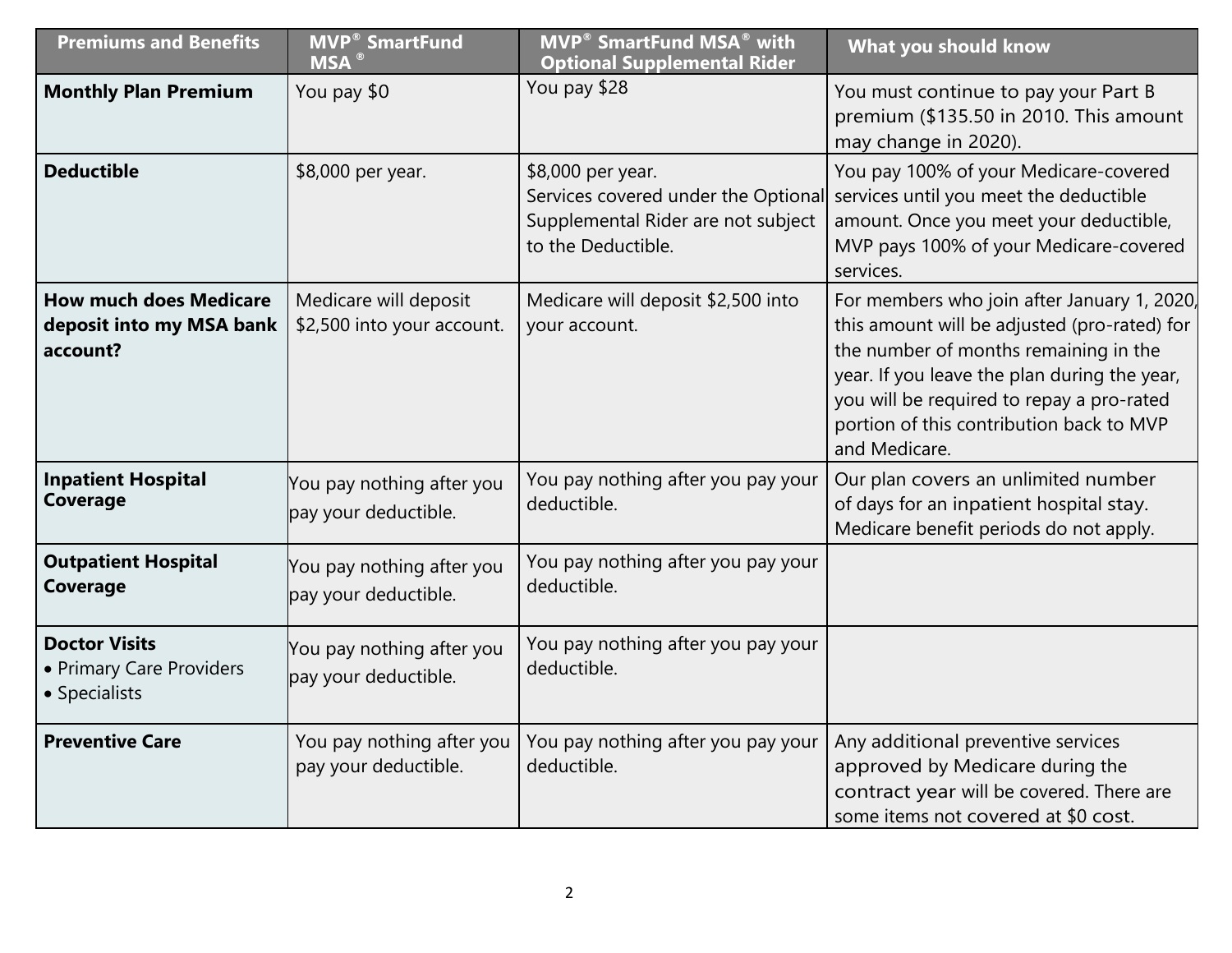| Premiums and Benefits | MVP® SmartFund MSA ® | MVP® SmartFund MSA® with Optional Supplemental Rider | What you should know |
|---|---|---|---|
| **Monthly Plan Premium** | You pay $0 | You pay $28 | You must continue to pay your Part B premium ($135.50 in 2010. This amount may change in 2020). |
| **Deductible** | $8,000 per year. | $8,000 per year. Services covered under the Optional Supplemental Rider are not subject to the Deductible. | You pay 100% of your Medicare-covered services until you meet the deductible amount. Once you meet your deductible, MVP pays 100% of your Medicare-covered services. |
| **How much does Medicare deposit into my MSA bank account?** | Medicare will deposit $2,500 into your account. | Medicare will deposit $2,500 into your account. | For members who join after January 1, 2020, this amount will be adjusted (pro-rated) for the number of months remaining in the year. If you leave the plan during the year, you will be required to repay a pro-rated portion of this contribution back to MVP and Medicare. |
| **Inpatient Hospital Coverage** | You pay nothing after you pay your deductible. | You pay nothing after you pay your deductible. | Our plan covers an unlimited number of days for an inpatient hospital stay. Medicare benefit periods do not apply. |
| **Outpatient Hospital Coverage** | You pay nothing after you pay your deductible. | You pay nothing after you pay your deductible. | |
| **Doctor Visits** • Primary Care Providers • Specialists | You pay nothing after you pay your deductible. | You pay nothing after you pay your deductible. | |
| **Preventive Care** | You pay nothing after you pay your deductible. | You pay nothing after you pay your deductible. | Any additional preventive services approved by Medicare during the contract year will be covered. There are some items not covered at $0 cost. |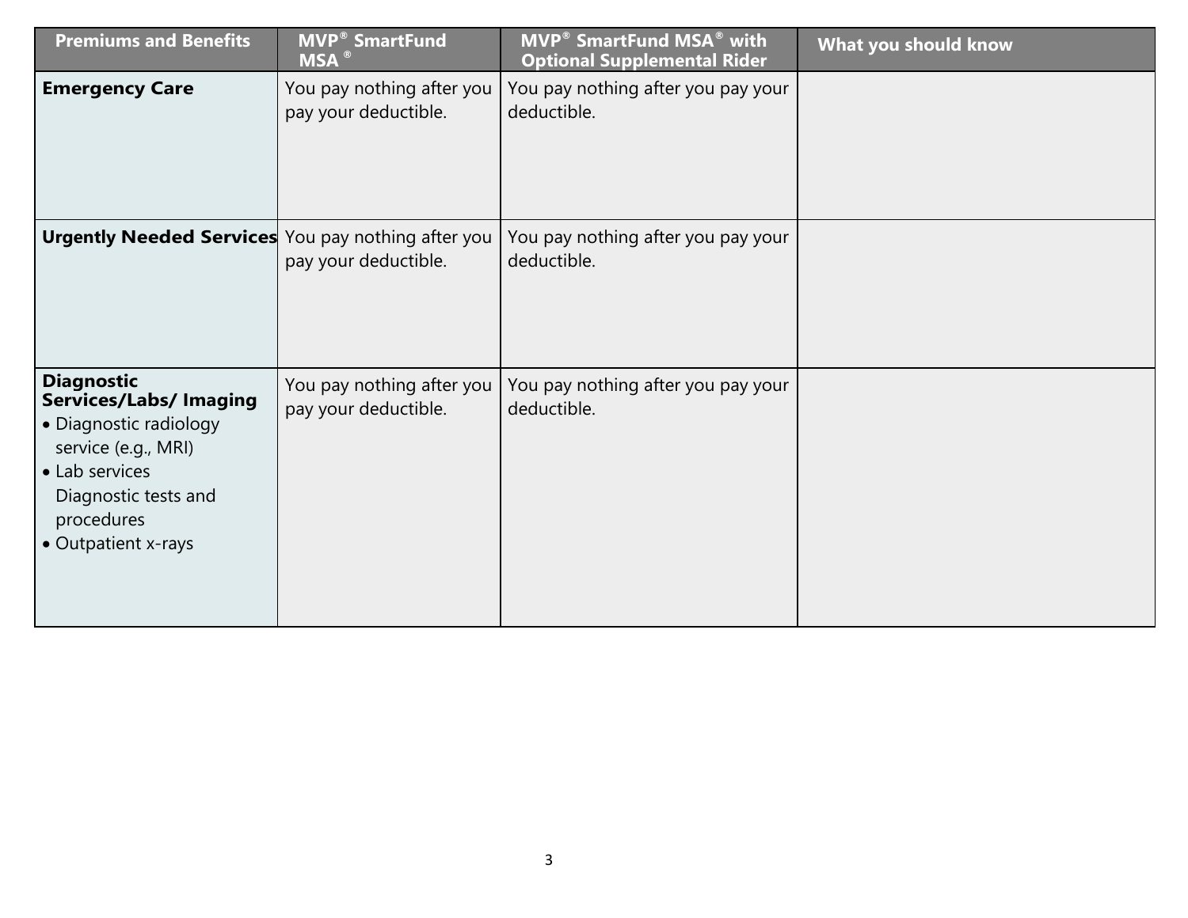| Premiums and Benefits | MVP® SmartFund MSA ® | MVP® SmartFund MSA® with Optional Supplemental Rider | What you should know |
|---|---|---|---|
| **Emergency Care** | You pay nothing after you pay your deductible. | You pay nothing after you pay your deductible. | |
| **Urgently Needed Services** | You pay nothing after you pay your deductible. | You pay nothing after you pay your deductible. | |
| **Diagnostic Services/Labs/ Imaging**<br>• Diagnostic radiology service (e.g., MRI)<br>• Lab services Diagnostic tests and procedures<br>• Outpatient x-rays | You pay nothing after you pay your deductible. | You pay nothing after you pay your deductible. | |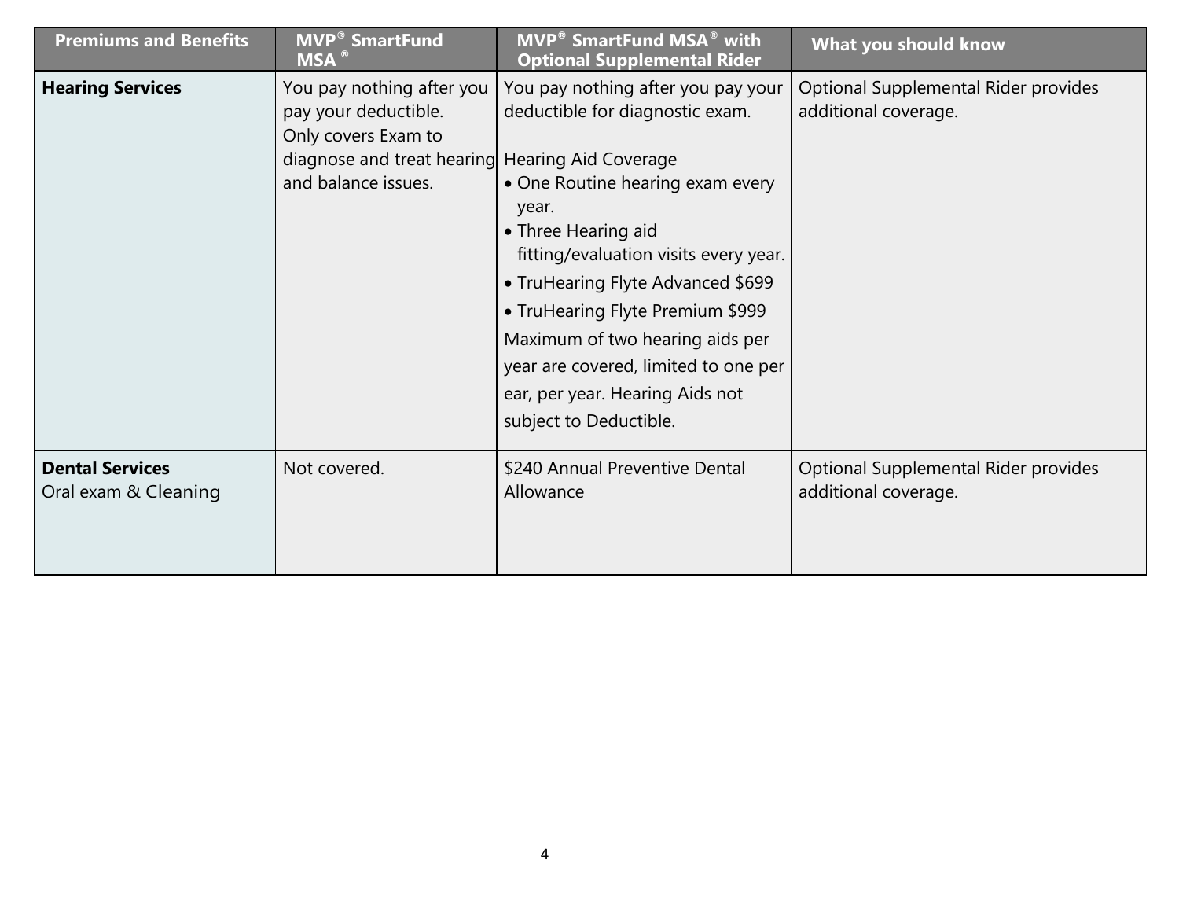| Premiums and Benefits | MVP® SmartFund MSA ® | MVP® SmartFund MSA® with Optional Supplemental Rider | What you should know |
|---|---|---|---|
| **Hearing Services** | You pay nothing after you pay your deductible.<br>Only covers Exam to diagnose and treat hearing and balance issues. | You pay nothing after you pay your deductible for diagnostic exam.<br><br>Hearing Aid Coverage<br>• One Routine hearing exam every year.<br>• Three Hearing aid fitting/evaluation visits every year.<br>• TruHearing Flyte Advanced $699<br>• TruHearing Flyte Premium $999<br>Maximum of two hearing aids per year are covered, limited to one per ear, per year. Hearing Aids not subject to Deductible. | Optional Supplemental Rider provides additional coverage. |
| **Dental Services**<br>Oral exam & Cleaning | Not covered. | $240 Annual Preventive Dental Allowance | Optional Supplemental Rider provides additional coverage. |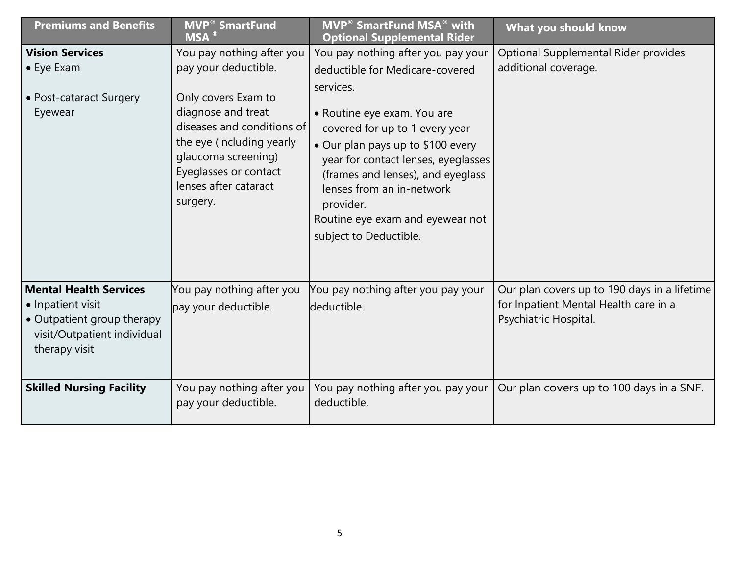| Premiums and Benefits | MVP® SmartFund MSA ® | MVP® SmartFund MSA® with Optional Supplemental Rider | What you should know |
|---|---|---|---|
| **Vision Services**<br>• Eye Exam<br><br>• Post-cataract Surgery Eyewear | You pay nothing after you pay your deductible.<br><br>Only covers Exam to diagnose and treat diseases and conditions of the eye (including yearly glaucoma screening) Eyeglasses or contact lenses after cataract surgery. | You pay nothing after you pay your deductible for Medicare-covered services.<br>• Routine eye exam. You are covered for up to 1 every year<br>• Our plan pays up to $100 every year for contact lenses, eyeglasses (frames and lenses), and eyeglass lenses from an in-network provider.<br>Routine eye exam and eyewear not subject to Deductible. | Optional Supplemental Rider provides additional coverage. |
| **Mental Health Services**<br>• Inpatient visit<br>• Outpatient group therapy visit/Outpatient individual therapy visit | You pay nothing after you pay your deductible. | You pay nothing after you pay your deductible. | Our plan covers up to 190 days in a lifetime for Inpatient Mental Health care in a Psychiatric Hospital. |
| **Skilled Nursing Facility** | You pay nothing after you pay your deductible. | You pay nothing after you pay your deductible. | Our plan covers up to 100 days in a SNF. |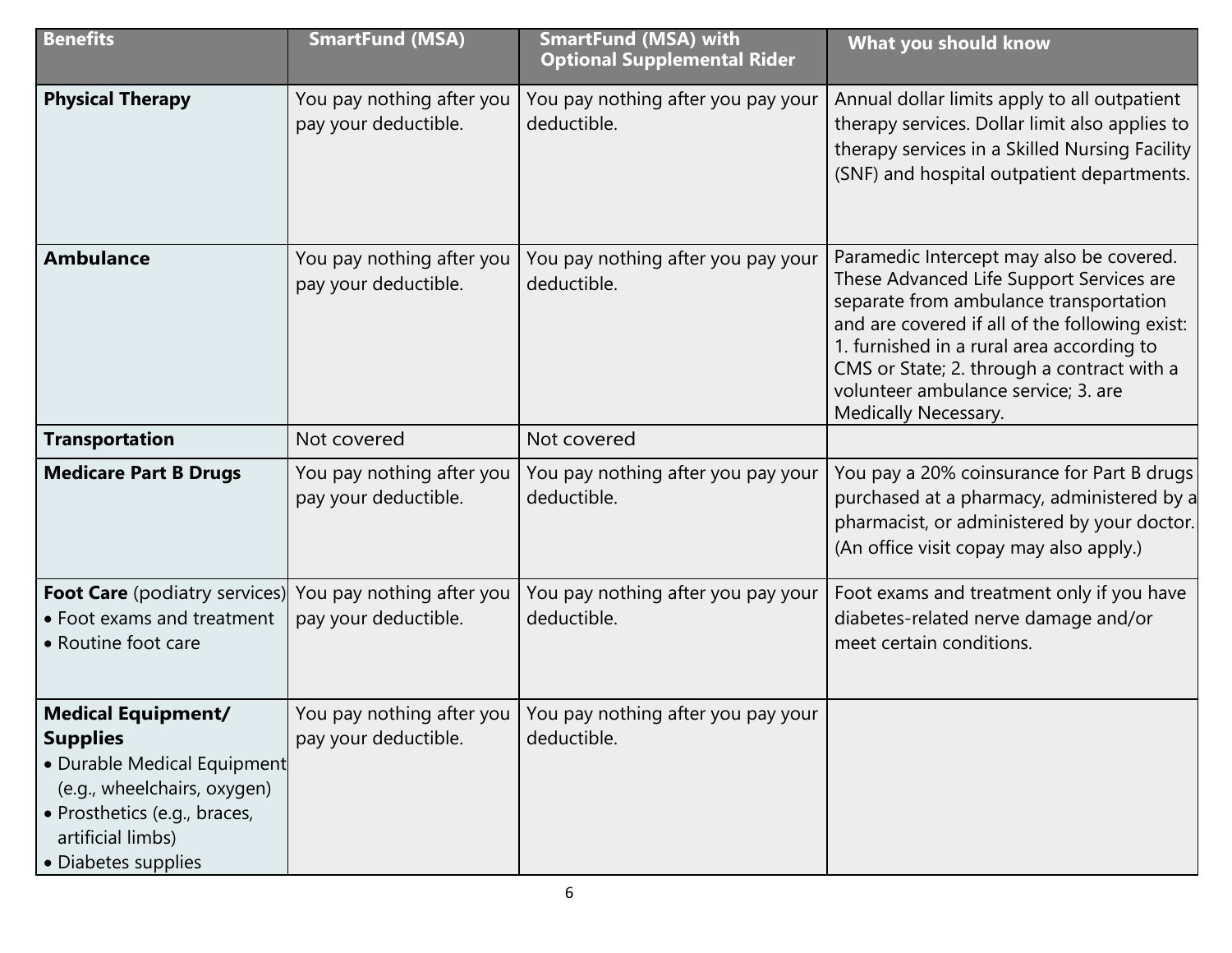| Benefits | SmartFund (MSA) | SmartFund (MSA) with Optional Supplemental Rider | What you should know |
| --- | --- | --- | --- |
| **Physical Therapy** | You pay nothing after you pay your deductible. | You pay nothing after you pay your deductible. | Annual dollar limits apply to all outpatient therapy services. Dollar limit also applies to therapy services in a Skilled Nursing Facility (SNF) and hospital outpatient departments. |
| **Ambulance** | You pay nothing after you pay your deductible. | You pay nothing after you pay your deductible. | Paramedic Intercept may also be covered. These Advanced Life Support Services are separate from ambulance transportation and are covered if all of the following exist: 1. furnished in a rural area according to CMS or State; 2. through a contract with a volunteer ambulance service; 3. are Medically Necessary. |
| **Transportation** | Not covered | Not covered | |
| **Medicare Part B Drugs** | You pay nothing after you pay your deductible. | You pay nothing after you pay your deductible. | You pay a 20% coinsurance for Part B drugs purchased at a pharmacy, administered by a pharmacist, or administered by your doctor. (An office visit copay may also apply.) |
| **Foot Care** (podiatry services)<br>• Foot exams and treatment<br>• Routine foot care | You pay nothing after you pay your deductible. | You pay nothing after you pay your deductible. | Foot exams and treatment only if you have diabetes-related nerve damage and/or meet certain conditions. |
| **Medical Equipment/ Supplies**<br>• Durable Medical Equipment (e.g., wheelchairs, oxygen)<br>• Prosthetics (e.g., braces, artificial limbs)<br>• Diabetes supplies | You pay nothing after you pay your deductible. | You pay nothing after you pay your deductible. | |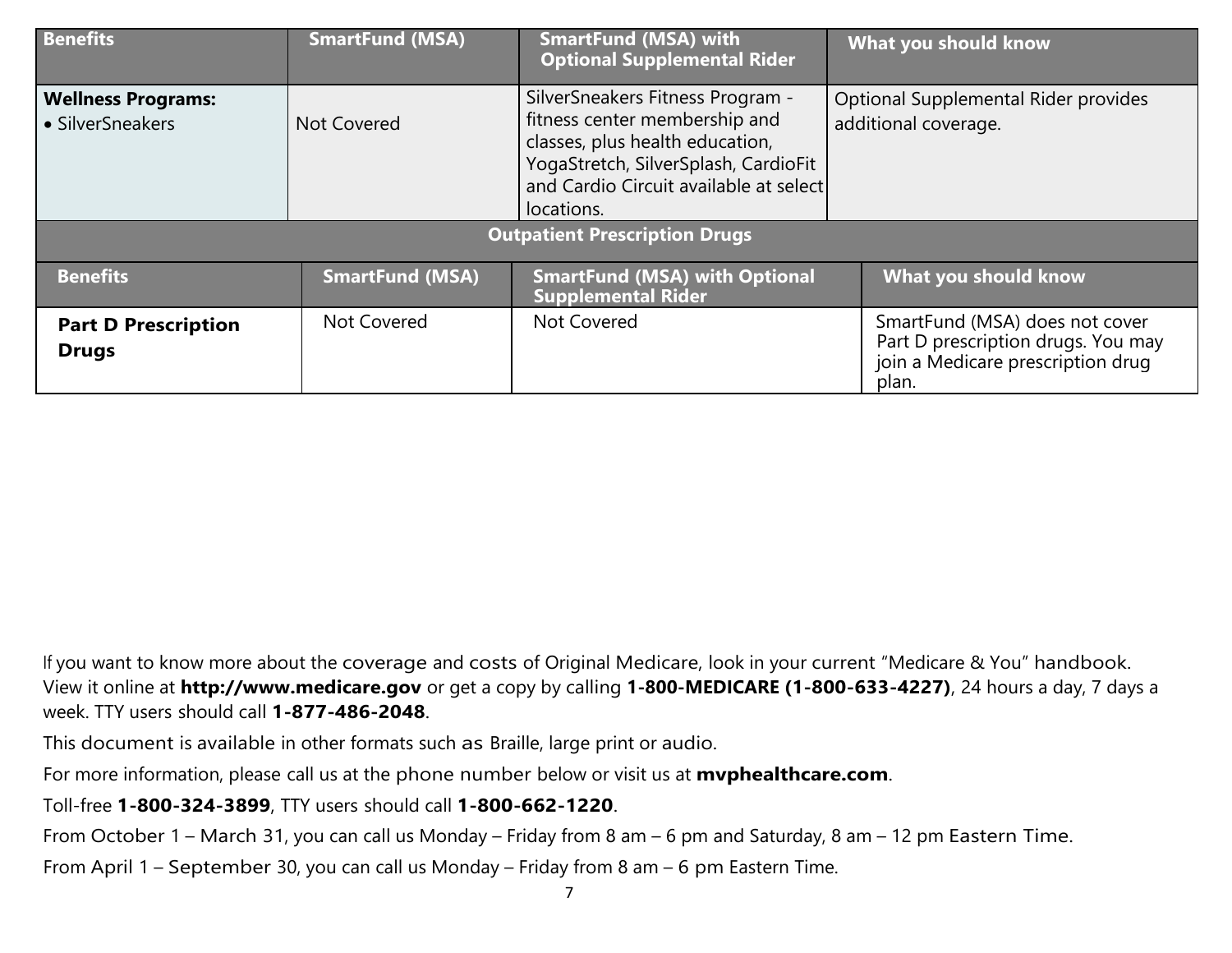| Benefits | SmartFund (MSA) | SmartFund (MSA) with Optional Supplemental Rider | What you should know |
|---|---|---|---|
| **Wellness Programs:** • SilverSneakers | Not Covered | SilverSneakers Fitness Program - fitness center membership and classes, plus health education, YogaStretch, SilverSplash, CardioFit and Cardio Circuit available at select locations. | Optional Supplemental Rider provides additional coverage. |

**Outpatient Prescription Drugs**

| Benefits | SmartFund (MSA) | SmartFund (MSA) with Optional Supplemental Rider | What you should know |
|---|---|---|---|
| **Part D Prescription Drugs** | Not Covered | Not Covered | SmartFund (MSA) does not cover Part D prescription drugs. You may join a Medicare prescription drug plan. |

If you want to know more about the coverage and costs of Original Medicare, look in your current "Medicare & You" handbook. View it online at **http://www.medicare.gov** or get a copy by calling **1-800-MEDICARE (1-800-633-4227)**, 24 hours a day, 7 days a week. TTY users should call **1-877-486-2048**.

This document is available in other formats such as Braille, large print or audio.

For more information, please call us at the phone number below or visit us at **mvphealthcare.com**.

Toll-free **1-800-324-3899**, TTY users should call **1-800-662-1220**.

From October 1 – March 31, you can call us Monday – Friday from 8 am – 6 pm and Saturday, 8 am – 12 pm Eastern Time.

From April 1 – September 30, you can call us Monday – Friday from 8 am – 6 pm Eastern Time.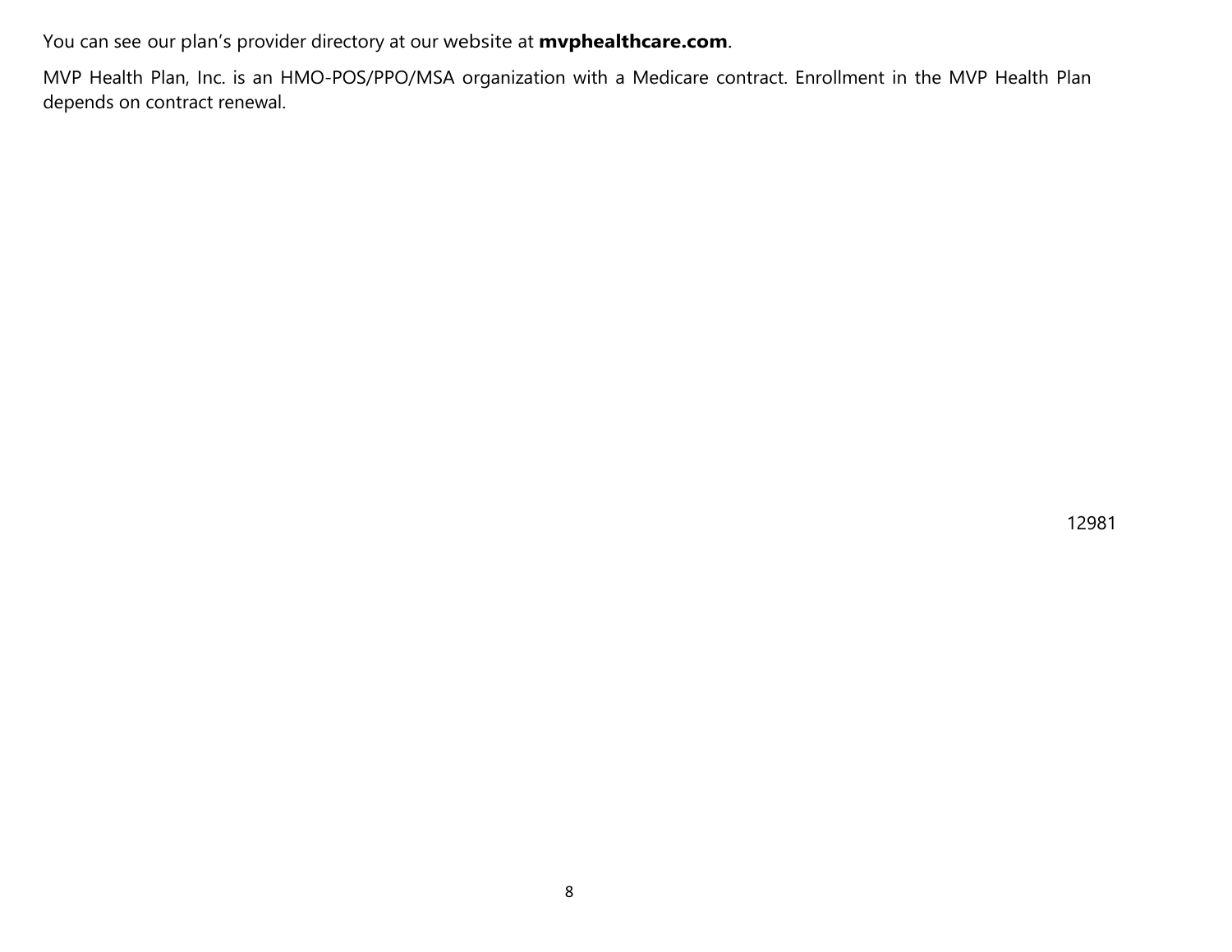You can see our plan's provider directory at our website at **mvphealthcare.com**.

MVP Health Plan, Inc. is an HMO-POS/PPO/MSA organization with a Medicare contract. Enrollment in the MVP Health Plan depends on contract renewal.

12981